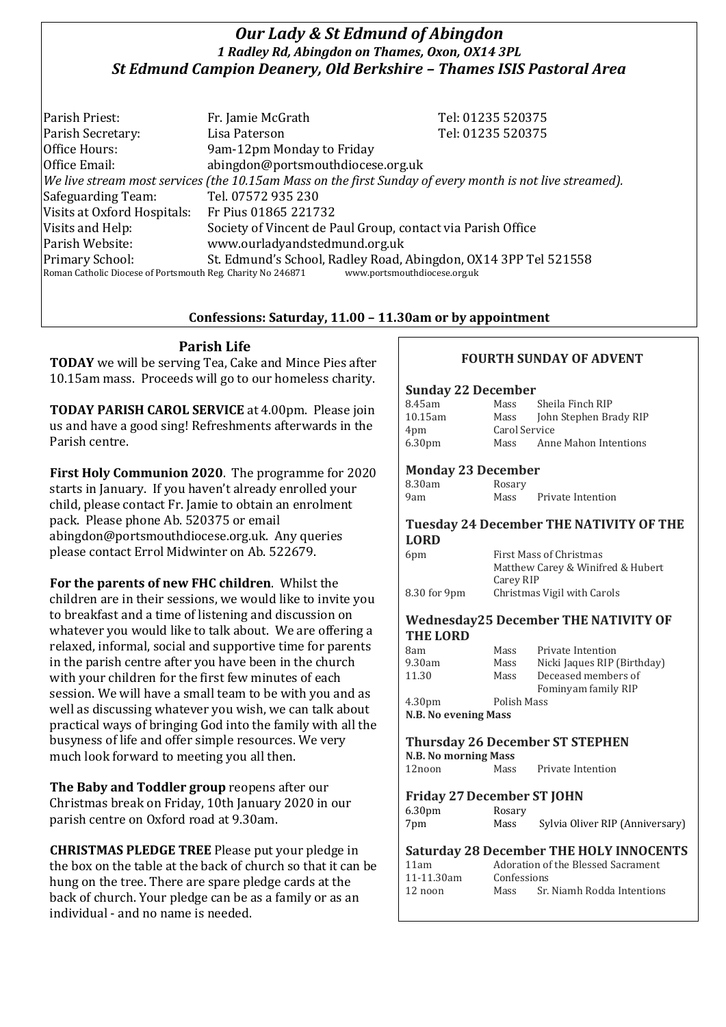# *Our Lady & St Edmund of Abingdon*

### *1 Radley Rd, Abingdon on Thames, Oxon, OX14 3PL*

### *St Edmund Campion Deanery, Old Berkshire – Thames ISIS Pastoral Area*

| | | |
|---|---|---|
| Parish Priest: | Fr. Jamie McGrath | Tel: 01235 520375 |
| Parish Secretary: | Lisa Paterson | Tel: 01235 520375 |
| Office Hours: | 9am-12pm Monday to Friday | |
| Office Email: | abingdon@portsmouthdiocese.org.uk | |

*We live stream most services (the 10.15am Mass on the first Sunday of every month is not live streamed).*

| | |
|---|---|
| Safeguarding Team: | Tel. 07572 935 230 |
| Visits at Oxford Hospitals: | Fr Pius 01865 221732 |
| Visits and Help: | Society of Vincent de Paul Group, contact via Parish Office |
| Parish Website: | www.ourladyandstedmund.org.uk |
| Primary School: | St. Edmund's School, Radley Road, Abingdon, OX14 3PP Tel 521558 |

Roman Catholic Diocese of Portsmouth Reg. Charity No 246871 www.portsmouthdiocese.org.uk

**Confessions: Saturday, 11.00 – 11.30am or by appointment**

## Parish Life

**TODAY** we will be serving Tea, Cake and Mince Pies after 10.15am mass. Proceeds will go to our homeless charity.

**TODAY PARISH CAROL SERVICE** at 4.00pm. Please join us and have a good sing! Refreshments afterwards in the Parish centre.

**First Holy Communion 2020**. The programme for 2020 starts in January. If you haven't already enrolled your child, please contact Fr. Jamie to obtain an enrolment pack. Please phone Ab. 520375 or email abingdon@portsmouthdiocese.org.uk. Any queries please contact Errol Midwinter on Ab. 522679.

**For the parents of new FHC children**. Whilst the children are in their sessions, we would like to invite you to breakfast and a time of listening and discussion on whatever you would like to talk about. We are offering a relaxed, informal, social and supportive time for parents in the parish centre after you have been in the church with your children for the first few minutes of each session. We will have a small team to be with you and as well as discussing whatever you wish, we can talk about practical ways of bringing God into the family with all the busyness of life and offer simple resources. We very much look forward to meeting you all then.

**The Baby and Toddler group** reopens after our Christmas break on Friday, 10th January 2020 in our parish centre on Oxford road at 9.30am.

**CHRISTMAS PLEDGE TREE** Please put your pledge in the box on the table at the back of church so that it can be hung on the tree. There are spare pledge cards at the back of church. Your pledge can be as a family or as an individual - and no name is needed.

## FOURTH SUNDAY OF ADVENT

### Sunday 22 December

| | | |
|---|---|---|
| 8.45am | Mass | Sheila Finch RIP |
| 10.15am | Mass | John Stephen Brady RIP |
| 4pm | Carol Service | |
| 6.30pm | Mass | Anne Mahon Intentions |

### Monday 23 December

| | | |
|---|---|---|
| 8.30am | Rosary | |
| 9am | Mass | Private Intention |

### Tuesday 24 December THE NATIVITY OF THE LORD

| | |
|---|---|
| 6pm | First Mass of Christmas<br>Matthew Carey & Winifred & Hubert Carey RIP |
| 8.30 for 9pm | Christmas Vigil with Carols |

### Wednesday25 December THE NATIVITY OF THE LORD

| | | |
|---|---|---|
| 8am | Mass | Private Intention |
| 9.30am | Mass | Nicki Jaques RIP (Birthday) |
| 11.30 | Mass | Deceased members of Fominyam family RIP |
| 4.30pm | Polish Mass | |

**N.B. No evening Mass**

### Thursday 26 December ST STEPHEN

**N.B. No morning Mass**

| | | |
|---|---|---|
| 12noon | Mass | Private Intention |

### Friday 27 December ST JOHN

| | | |
|---|---|---|
| 6.30pm | Rosary | |
| 7pm | Mass | Sylvia Oliver RIP (Anniversary) |

### Saturday 28 December THE HOLY INNOCENTS

| | | |
|---|---|---|
| 11am | Adoration of the Blessed Sacrament | |
| 11-11.30am | Confessions | |
| 12 noon | Mass | Sr. Niamh Rodda Intentions |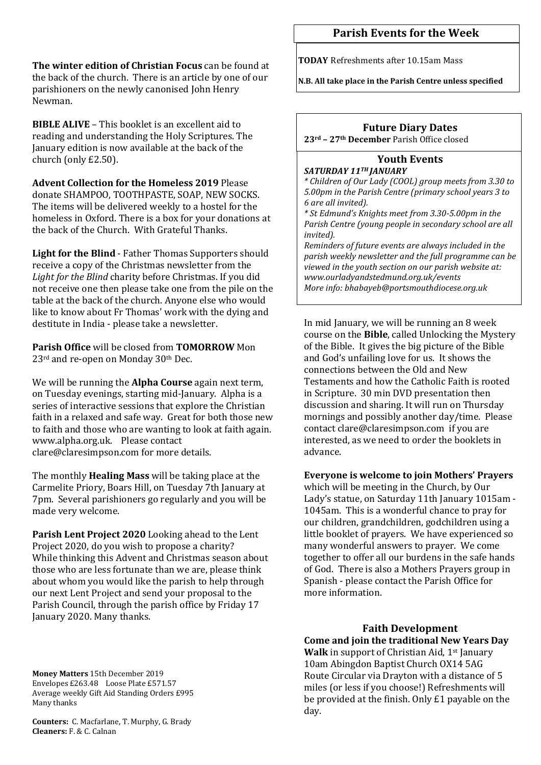**The winter edition of Christian Focus** can be found at the back of the church. There is an article by one of our parishioners on the newly canonised John Henry Newman.

**BIBLE ALIVE** – This booklet is an excellent aid to reading and understanding the Holy Scriptures. The January edition is now available at the back of the church (only £2.50).

**Advent Collection for the Homeless 2019** Please donate SHAMPOO, TOOTHPASTE, SOAP, NEW SOCKS. The items will be delivered weekly to a hostel for the homeless in Oxford. There is a box for your donations at the back of the Church. With Grateful Thanks.

**Light for the Blind** - Father Thomas Supporters should receive a copy of the Christmas newsletter from the *Light for the Blind* charity before Christmas. If you did not receive one then please take one from the pile on the table at the back of the church. Anyone else who would like to know about Fr Thomas' work with the dying and destitute in India - please take a newsletter.

**Parish Office** will be closed from **TOMORROW** Mon 23rd and re-open on Monday 30th Dec.

We will be running the **Alpha Course** again next term, on Tuesday evenings, starting mid-January. Alpha is a series of interactive sessions that explore the Christian faith in a relaxed and safe way. Great for both those new to faith and those who are wanting to look at faith again. www.alpha.org.uk. Please contact clare@claresimpson.com for more details.

The monthly **Healing Mass** will be taking place at the Carmelite Priory, Boars Hill, on Tuesday 7th January at 7pm. Several parishioners go regularly and you will be made very welcome.

**Parish Lent Project 2020** Looking ahead to the Lent Project 2020, do you wish to propose a charity? While thinking this Advent and Christmas season about those who are less fortunate than we are, please think about whom you would like the parish to help through our next Lent Project and send your proposal to the Parish Council, through the parish office by Friday 17 January 2020. Many thanks.

**Money Matters** 15th December 2019
Envelopes £263.48 Loose Plate £571.57
Average weekly Gift Aid Standing Orders £995
Many thanks

**Counters:** C. Macfarlane, T. Murphy, G. Brady
**Cleaners:** F. & C. Calnan

## Parish Events for the Week

**TODAY** Refreshments after 10.15am Mass

**N.B. All take place in the Parish Centre unless specified**

### Future Diary Dates

**23rd – 27th December** Parish Office closed

### Youth Events

***SATURDAY 11TH JANUARY***

*\* Children of Our Lady (COOL) group meets from 3.30 to 5.00pm in the Parish Centre (primary school years 3 to 6 are all invited).*

*\* St Edmund's Knights meet from 3.30-5.00pm in the Parish Centre (young people in secondary school are all invited).*

*Reminders of future events are always included in the parish weekly newsletter and the full programme can be viewed in the youth section on our parish website at: www.ourladyandstedmund.org.uk/events*
*More info: bhabayeb@portsmouthdiocese.org.uk*

In mid January, we will be running an 8 week course on the **Bible**, called Unlocking the Mystery of the Bible. It gives the big picture of the Bible and God's unfailing love for us. It shows the connections between the Old and New Testaments and how the Catholic Faith is rooted in Scripture. 30 min DVD presentation then discussion and sharing. It will run on Thursday mornings and possibly another day/time. Please contact clare@claresimpson.com if you are interested, as we need to order the booklets in advance.

**Everyone is welcome to join Mothers' Prayers** which will be meeting in the Church, by Our Lady's statue, on Saturday 11th January 1015am - 1045am. This is a wonderful chance to pray for our children, grandchildren, godchildren using a little booklet of prayers. We have experienced so many wonderful answers to prayer. We come together to offer all our burdens in the safe hands of God. There is also a Mothers Prayers group in Spanish - please contact the Parish Office for more information.

### Faith Development

**Come and join the traditional New Years Day Walk** in support of Christian Aid, 1st January 10am Abingdon Baptist Church OX14 5AG Route Circular via Drayton with a distance of 5 miles (or less if you choose!) Refreshments will be provided at the finish. Only £1 payable on the day.